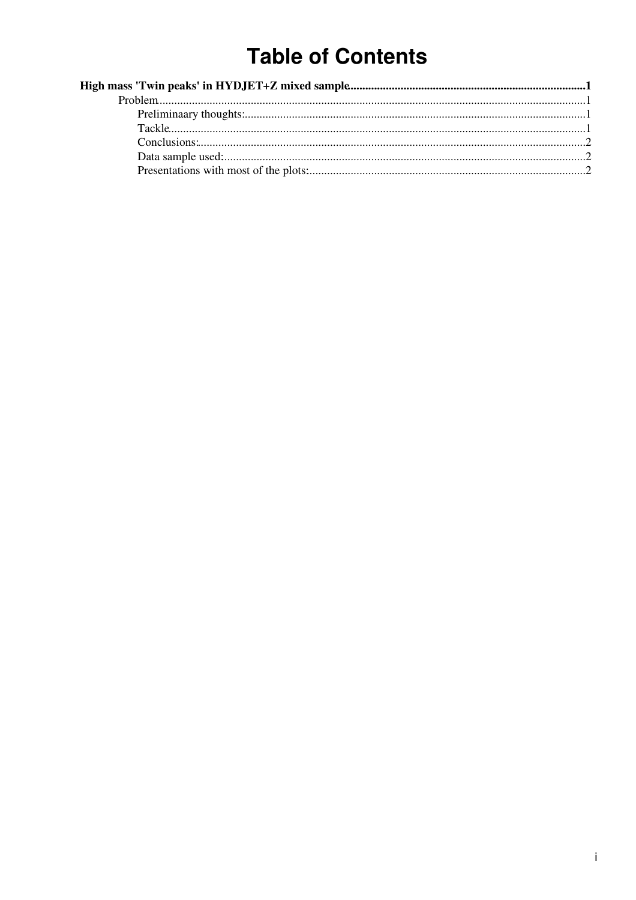# Table of Contents

**High mass 'Twin peaks' in HYDJET+Z mixed sample**......1

- Problem......1
    - Preliminaary thoughts:......1
    - Tackle......1
    - Conclusions:......2
    - Data sample used:......2
    - Presentations with most of the plots:......2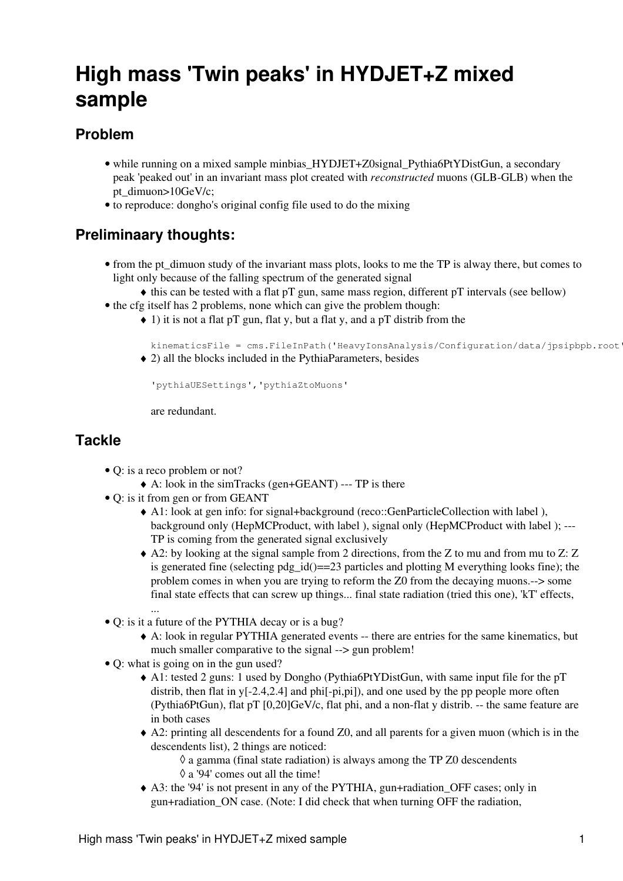# High mass 'Twin peaks' in HYDJET+Z mixed sample

## Problem

- while running on a mixed sample minbias_HYDJET+Z0signal_Pythia6PtYDistGun, a secondary peak 'peaked out' in an invariant mass plot created with *reconstructed* muons (GLB-GLB) when the pt_dimuon>10GeV/c;
- to reproduce: dongho's original config file used to do the mixing

## Preliminaary thoughts:

- from the pt_dimuon study of the invariant mass plots, looks to me the TP is alway there, but comes to light only because of the falling spectrum of the generated signal
    - this can be tested with a flat pT gun, same mass region, different pT intervals (see bellow)
- the cfg itself has 2 problems, none which can give the problem though:
    - 1) it is not a flat pT gun, flat y, but a flat y, and a pT distrib from the

      ```
      kinematicsFile = cms.FileInPath('HeavyIonsAnalysis/Configuration/data/jpsipbpb.root'
      ```
    - 2) all the blocks included in the PythiaParameters, besides

      ```
      'pythiaUESettings','pythiaZtoMuons'
      ```

      are redundant.

## Tackle

- Q: is a reco problem or not?
    - A: look in the simTracks (gen+GEANT) --- TP is there
- Q: is it from gen or from GEANT
    - A1: look at gen info: for signal+background (reco::GenParticleCollection with label ), background only (HepMCProduct, with label ), signal only (HepMCProduct with label ); --- TP is coming from the generated signal exclusively
    - A2: by looking at the signal sample from 2 directions, from the Z to mu and from mu to Z: Z is generated fine (selecting pdg_id()==23 particles and plotting M everything looks fine); the problem comes in when you are trying to reform the Z0 from the decaying muons.--> some final state effects that can screw up things... final state radiation (tried this one), 'kT' effects, ...
- Q: is it a future of the PYTHIA decay or is a bug?
    - A: look in regular PYTHIA generated events -- there are entries for the same kinematics, but much smaller comparative to the signal --> gun problem!
- Q: what is going on in the gun used?
    - A1: tested 2 guns: 1 used by Dongho (Pythia6PtYDistGun, with same input file for the pT distrib, then flat in y[-2.4,2.4] and phi[-pi,pi]), and one used by the pp people more often (Pythia6PtGun), flat pT [0,20]GeV/c, flat phi, and a non-flat y distrib. -- the same feature are in both cases
    - A2: printing all descendents for a found Z0, and all parents for a given muon (which is in the descendents list), 2 things are noticed:
        - ◊ a gamma (final state radiation) is always among the TP Z0 descendents
        - ◊ a '94' comes out all the time!
    - A3: the '94' is not present in any of the PYTHIA, gun+radiation_OFF cases; only in gun+radiation_ON case. (Note: I did check that when turning OFF the radiation,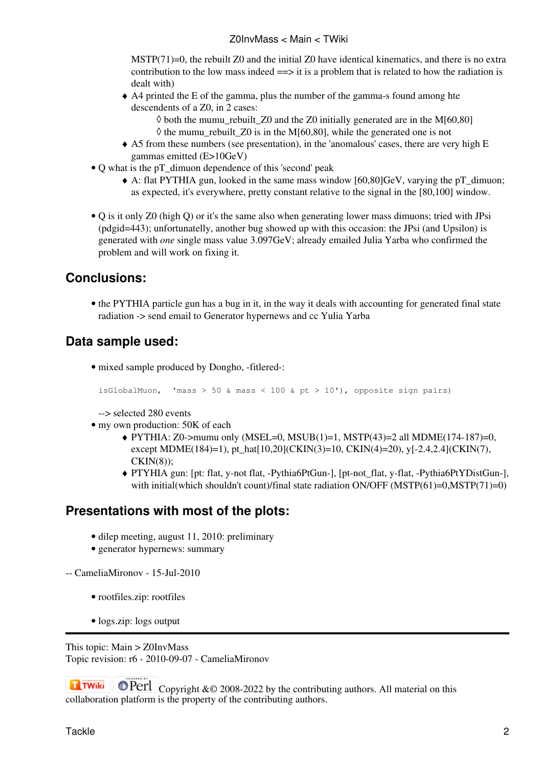MSTP(71)=0, the rebuilt Z0 and the initial Z0 have identical kinematics, and there is no extra contribution to the low mass indeed ==> it is a problem that is related to how the radiation is dealt with)

    - A4 printed the E of the gamma, plus the number of the gamma-s found among hte descendents of a Z0, in 2 cases:
        - both the mumu_rebuilt_Z0 and the Z0 initially generated are in the M[60,80]
        - the mumu_rebuilt_Z0 is in the M[60,80], while the generated one is not
    - A5 from these numbers (see presentation), in the 'anomalous' cases, there are very high E gammas emitted (E>10GeV)
- Q what is the pT_dimuon dependence of this 'second' peak
    - A: flat PYTHIA gun, looked in the same mass window [60,80]GeV, varying the pT_dimuon; as expected, it's everywhere, pretty constant relative to the signal in the [80,100] window.

- Q is it only Z0 (high Q) or it's the same also when generating lower mass dimuons; tried with JPsi (pdgid=443); unfortunatelly, another bug showed up with this occasion: the JPsi (and Upsilon) is generated with *one* single mass value 3.097GeV; already emailed Julia Yarba who confirmed the problem and will work on fixing it.

## Conclusions:

- the PYTHIA particle gun has a bug in it, in the way it deals with accounting for generated final state radiation -> send email to Generator hypernews and cc Yulia Yarba

## Data sample used:

- mixed sample produced by Dongho, -fitlered-:

```
isGlobalMuon,  'mass > 50 & mass < 100 & pt > 10'), opposite sign pairs)
```

  --> selected 280 events
- my own production: 50K of each
    - PYTHIA: Z0->mumu only (MSEL=0, MSUB(1)=1, MSTP(43)=2 all MDME(174-187)=0, except MDME(184)=1), pt_hat[10,20](CKIN(3)=10, CKIN(4)=20), y[-2.4,2.4](CKIN(7), CKIN(8));
    - PTYHIA gun: [pt: flat, y-not flat, -Pythia6PtGun-], [pt-not_flat, y-flat, -Pythia6PtYDistGun-], with initial(which shouldn't count)/final state radiation ON/OFF (MSTP(61)=0,MSTP(71)=0)

## Presentations with most of the plots:

- dilep meeting, august 11, 2010: preliminary
- generator hypernews: summary

-- CameliaMironov - 15-Jul-2010

- rootfiles.zip: rootfiles

- logs.zip: logs output

This topic: Main > Z0InvMass
Topic revision: r6 - 2010-09-07 - CameliaMironov

Copyright &© 2008-2022 by the contributing authors. All material on this collaboration platform is the property of the contributing authors.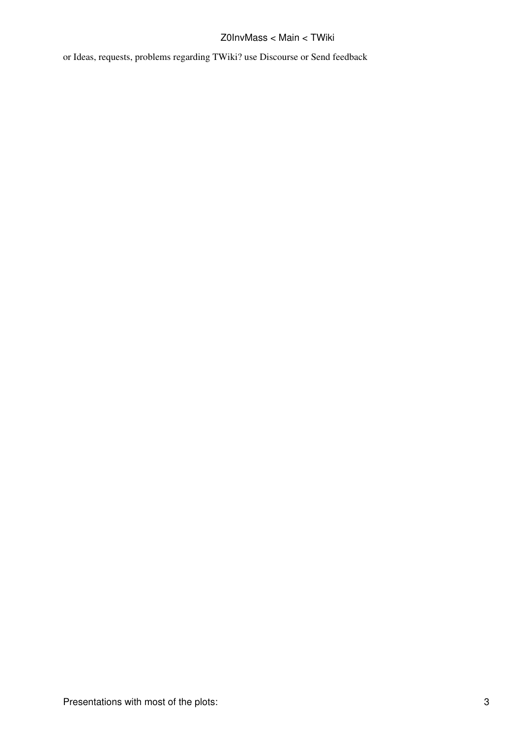or Ideas, requests, problems regarding TWiki? use Discourse or Send feedback